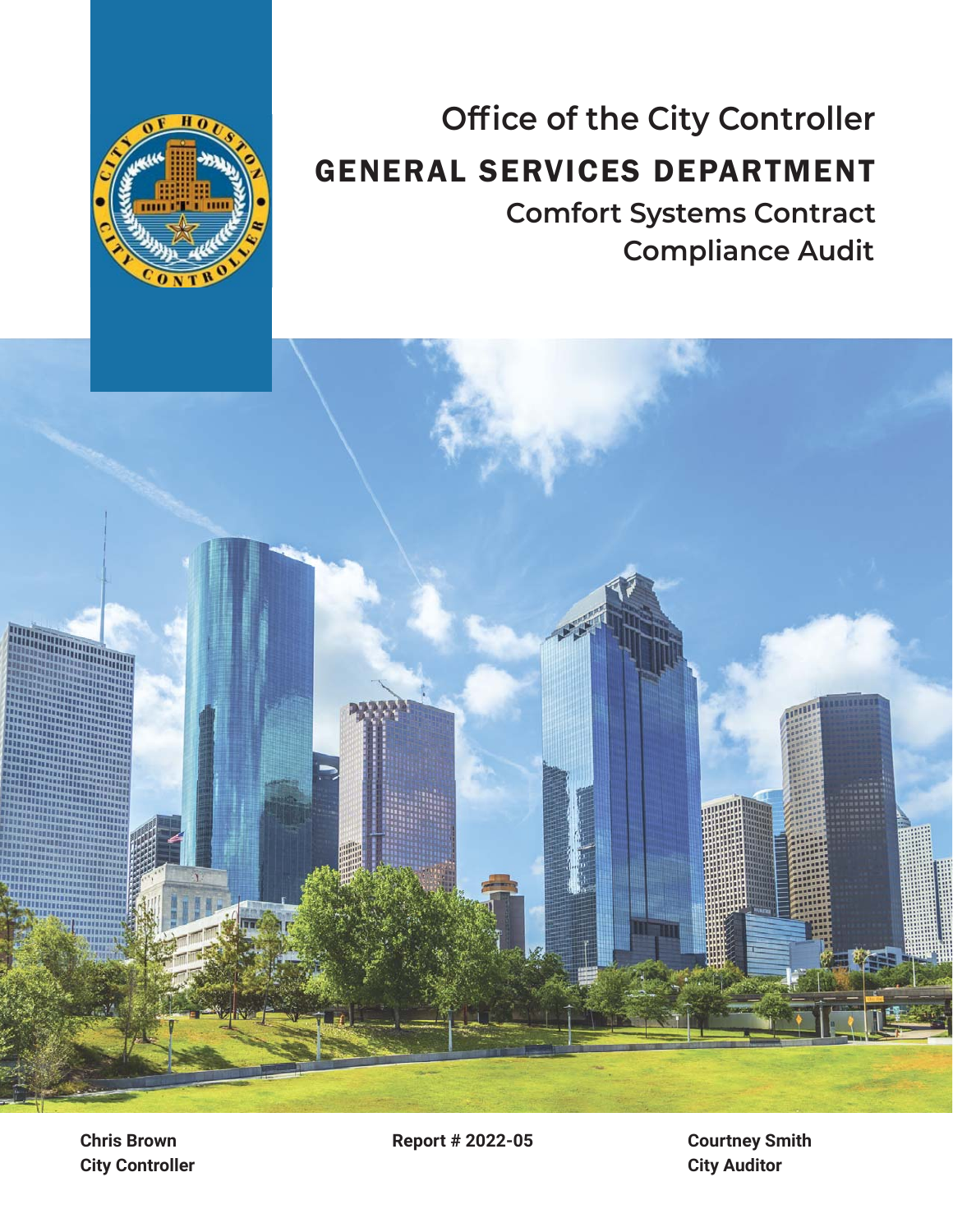# Office of the City Controller

# GENERAL SERVICES DEPARTMENT

## Comfort Systems Contract Compliance Audit

**Chris Brown**
**City Controller**

**Report # 2022-05**

**Courtney Smith**
**City Auditor**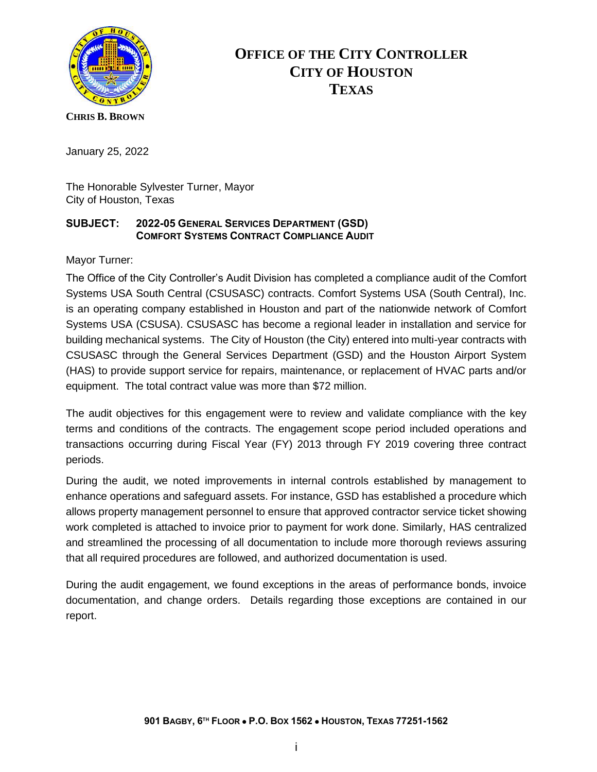# OFFICE OF THE CITY CONTROLLER
# CITY OF HOUSTON
# TEXAS

**CHRIS B. BROWN**

January 25, 2022

The Honorable Sylvester Turner, Mayor
City of Houston, Texas

**SUBJECT: 2022-05 GENERAL SERVICES DEPARTMENT (GSD) COMFORT SYSTEMS CONTRACT COMPLIANCE AUDIT**

Mayor Turner:

The Office of the City Controller's Audit Division has completed a compliance audit of the Comfort Systems USA South Central (CSUSASC) contracts. Comfort Systems USA (South Central), Inc. is an operating company established in Houston and part of the nationwide network of Comfort Systems USA (CSUSA). CSUSASC has become a regional leader in installation and service for building mechanical systems. The City of Houston (the City) entered into multi-year contracts with CSUSASC through the General Services Department (GSD) and the Houston Airport System (HAS) to provide support service for repairs, maintenance, or replacement of HVAC parts and/or equipment. The total contract value was more than $72 million.

The audit objectives for this engagement were to review and validate compliance with the key terms and conditions of the contracts. The engagement scope period included operations and transactions occurring during Fiscal Year (FY) 2013 through FY 2019 covering three contract periods.

During the audit, we noted improvements in internal controls established by management to enhance operations and safeguard assets. For instance, GSD has established a procedure which allows property management personnel to ensure that approved contractor service ticket showing work completed is attached to invoice prior to payment for work done. Similarly, HAS centralized and streamlined the processing of all documentation to include more thorough reviews assuring that all required procedures are followed, and authorized documentation is used.

During the audit engagement, we found exceptions in the areas of performance bonds, invoice documentation, and change orders. Details regarding those exceptions are contained in our report.

**901 BAGBY, 6TH FLOOR • P.O. BOX 1562 • HOUSTON, TEXAS 77251-1562**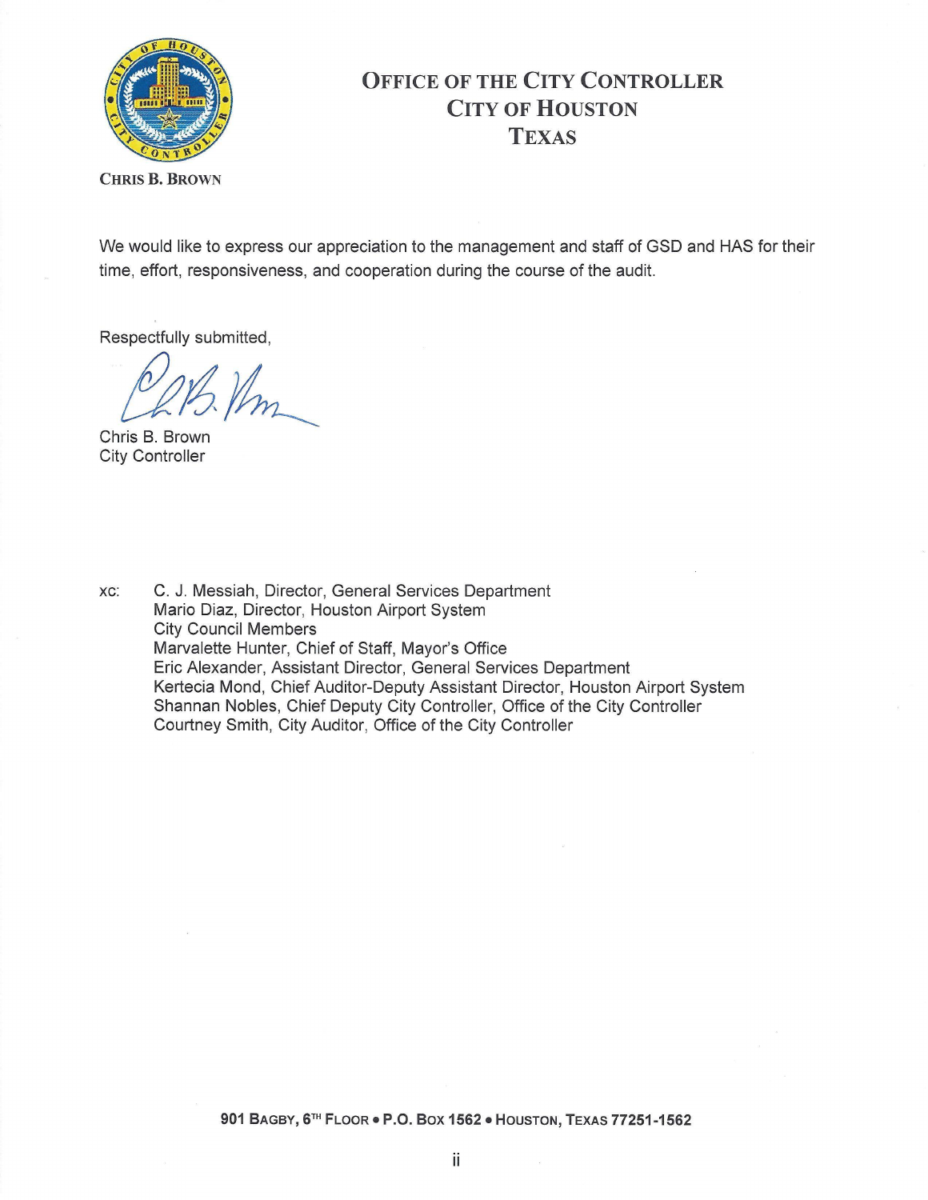**OFFICE OF THE CITY CONTROLLER**
**CITY OF HOUSTON**
**TEXAS**

**CHRIS B. BROWN**

We would like to express our appreciation to the management and staff of GSD and HAS for their time, effort, responsiveness, and cooperation during the course of the audit.

Respectfully submitted,

Chris B. Brown
City Controller

xc: C. J. Messiah, Director, General Services Department
Mario Diaz, Director, Houston Airport System
City Council Members
Marvalette Hunter, Chief of Staff, Mayor's Office
Eric Alexander, Assistant Director, General Services Department
Kertecia Mond, Chief Auditor-Deputy Assistant Director, Houston Airport System
Shannan Nobles, Chief Deputy City Controller, Office of the City Controller
Courtney Smith, City Auditor, Office of the City Controller

**901 BAGBY, 6TH FLOOR • P.O. BOX 1562 • HOUSTON, TEXAS 77251-1562**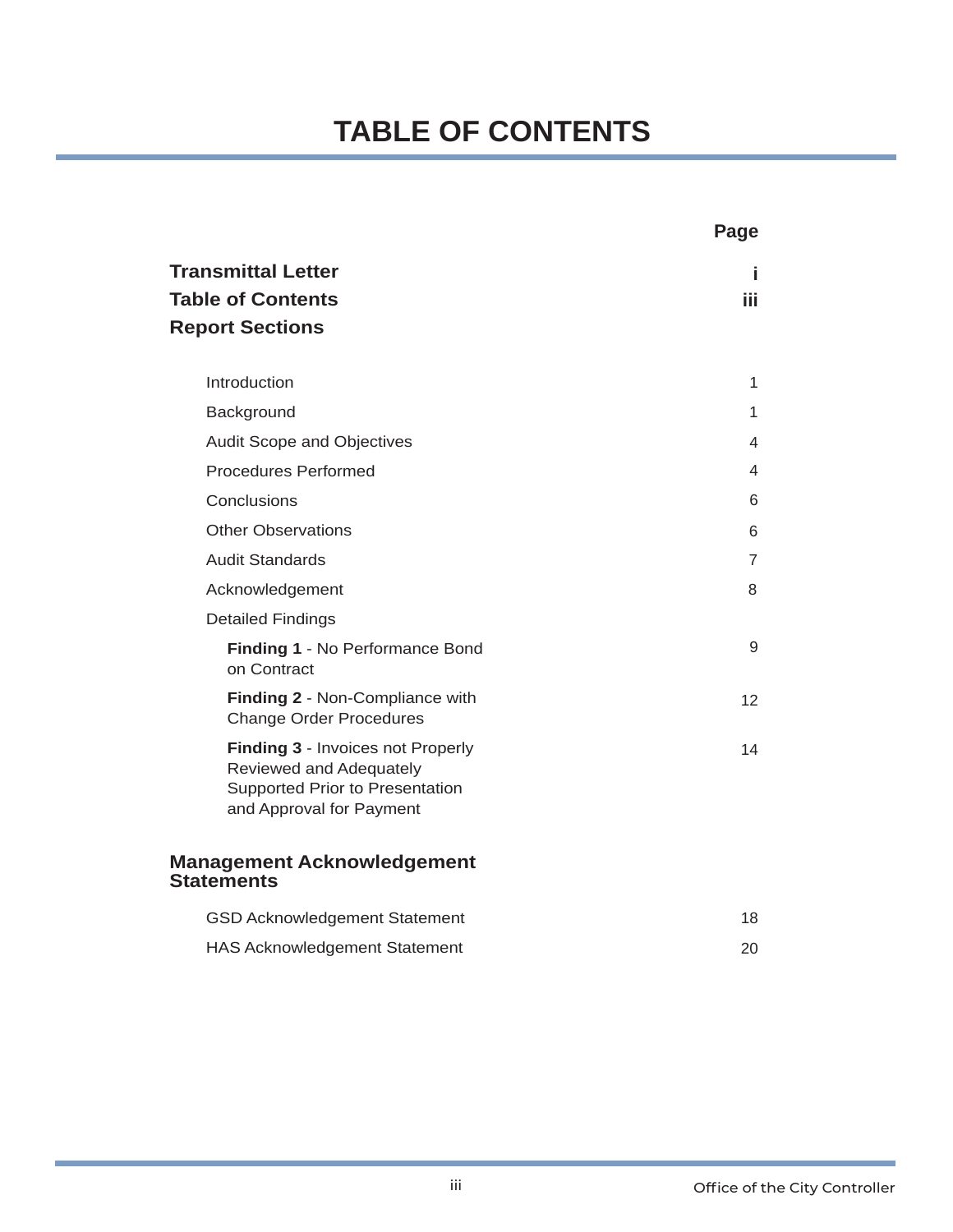# TABLE OF CONTENTS

| | Page |
|---|---|
| **Transmittal Letter** | **i** |
| **Table of Contents** | **iii** |
| **Report Sections** | |
| Introduction | 1 |
| Background | 1 |
| Audit Scope and Objectives | 4 |
| Procedures Performed | 4 |
| Conclusions | 6 |
| Other Observations | 6 |
| Audit Standards | 7 |
| Acknowledgement | 8 |
| Detailed Findings | |
| **Finding 1** - No Performance Bond on Contract | 9 |
| **Finding 2** - Non-Compliance with Change Order Procedures | 12 |
| **Finding 3** - Invoices not Properly Reviewed and Adequately Supported Prior to Presentation and Approval for Payment | 14 |
| **Management Acknowledgement Statements** | |
| GSD Acknowledgement Statement | 18 |
| HAS Acknowledgement Statement | 20 |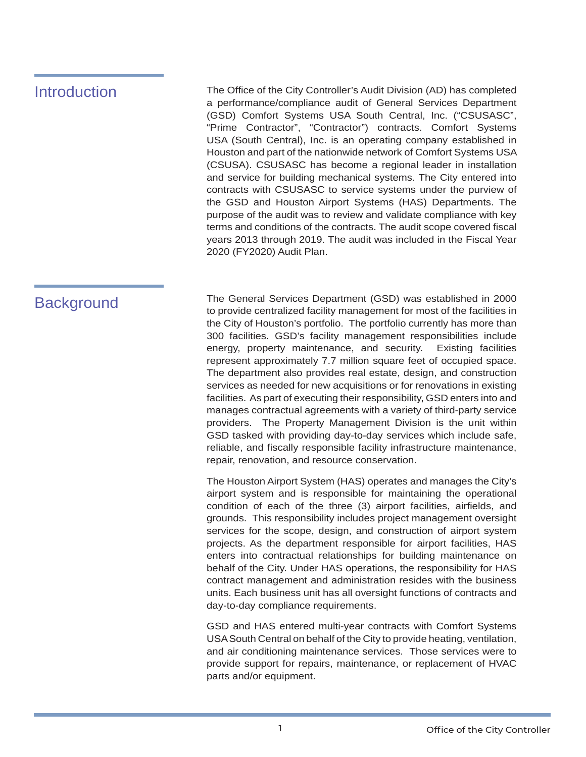## Introduction

The Office of the City Controller's Audit Division (AD) has completed a performance/compliance audit of General Services Department (GSD) Comfort Systems USA South Central, Inc. ("CSUSASC", "Prime Contractor", "Contractor") contracts. Comfort Systems USA (South Central), Inc. is an operating company established in Houston and part of the nationwide network of Comfort Systems USA (CSUSA). CSUSASC has become a regional leader in installation and service for building mechanical systems. The City entered into contracts with CSUSASC to service systems under the purview of the GSD and Houston Airport Systems (HAS) Departments. The purpose of the audit was to review and validate compliance with key terms and conditions of the contracts. The audit scope covered fiscal years 2013 through 2019. The audit was included in the Fiscal Year 2020 (FY2020) Audit Plan.

## Background

The General Services Department (GSD) was established in 2000 to provide centralized facility management for most of the facilities in the City of Houston's portfolio. The portfolio currently has more than 300 facilities. GSD's facility management responsibilities include energy, property maintenance, and security. Existing facilities represent approximately 7.7 million square feet of occupied space. The department also provides real estate, design, and construction services as needed for new acquisitions or for renovations in existing facilities. As part of executing their responsibility, GSD enters into and manages contractual agreements with a variety of third-party service providers. The Property Management Division is the unit within GSD tasked with providing day-to-day services which include safe, reliable, and fiscally responsible facility infrastructure maintenance, repair, renovation, and resource conservation.

The Houston Airport System (HAS) operates and manages the City's airport system and is responsible for maintaining the operational condition of each of the three (3) airport facilities, airfields, and grounds. This responsibility includes project management oversight services for the scope, design, and construction of airport system projects. As the department responsible for airport facilities, HAS enters into contractual relationships for building maintenance on behalf of the City. Under HAS operations, the responsibility for HAS contract management and administration resides with the business units. Each business unit has all oversight functions of contracts and day-to-day compliance requirements.

GSD and HAS entered multi-year contracts with Comfort Systems USA South Central on behalf of the City to provide heating, ventilation, and air conditioning maintenance services. Those services were to provide support for repairs, maintenance, or replacement of HVAC parts and/or equipment.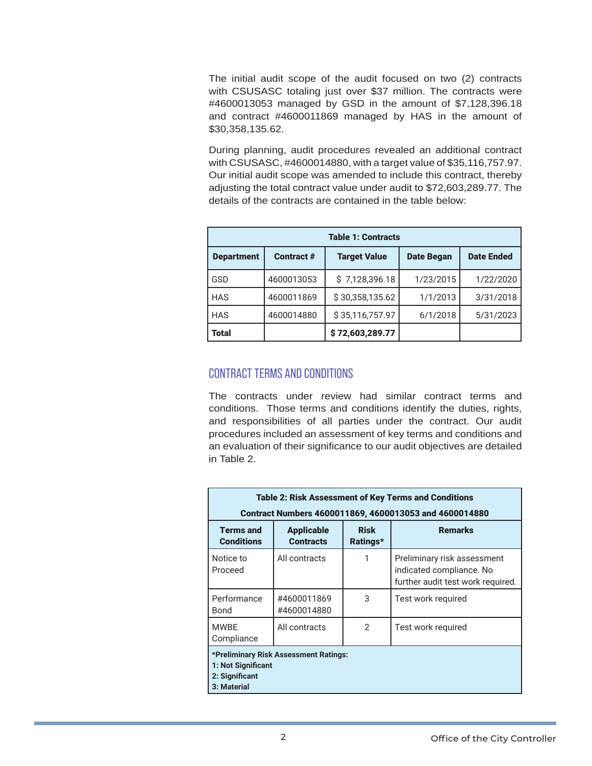The initial audit scope of the audit focused on two (2) contracts with CSUSASC totaling just over $37 million. The contracts were #4600013053 managed by GSD in the amount of $7,128,396.18 and contract #4600011869 managed by HAS in the amount of $30,358,135.62.

During planning, audit procedures revealed an additional contract with CSUSASC, #4600014880, with a target value of $35,116,757.97. Our initial audit scope was amended to include this contract, thereby adjusting the total contract value under audit to $72,603,289.77. The details of the contracts are contained in the table below:

| Table 1: Contracts | | | | |
|---|---|---|---|---|
| **Department** | **Contract #** | **Target Value** | **Date Began** | **Date Ended** |
| GSD | 4600013053 | $ 7,128,396.18 | 1/23/2015 | 1/22/2020 |
| HAS | 4600011869 | $ 30,358,135.62 | 1/1/2013 | 3/31/2018 |
| HAS | 4600014880 | $ 35,116,757.97 | 6/1/2018 | 5/31/2023 |
| **Total** | | **$ 72,603,289.77** | | |

## CONTRACT TERMS AND CONDITIONS

The contracts under review had similar contract terms and conditions. Those terms and conditions identify the duties, rights, and responsibilities of all parties under the contract. Our audit procedures included an assessment of key terms and conditions and an evaluation of their significance to our audit objectives are detailed in Table 2.

| Table 2: Risk Assessment of Key Terms and Conditions<br>Contract Numbers 4600011869, 4600013053 and 4600014880 | | | |
|---|---|---|---|
| **Terms and Conditions** | **Applicable Contracts** | **Risk Ratings*** | **Remarks** |
| Notice to Proceed | All contracts | 1 | Preliminary risk assessment indicated compliance. No further audit test work required. |
| Performance Bond | #4600011869<br>#4600014880 | 3 | Test work required |
| MWBE Compliance | All contracts | 2 | Test work required |
| **\*Preliminary Risk Assessment Ratings:**<br>**1: Not Significant**<br>**2: Significant**<br>**3: Material** | | | |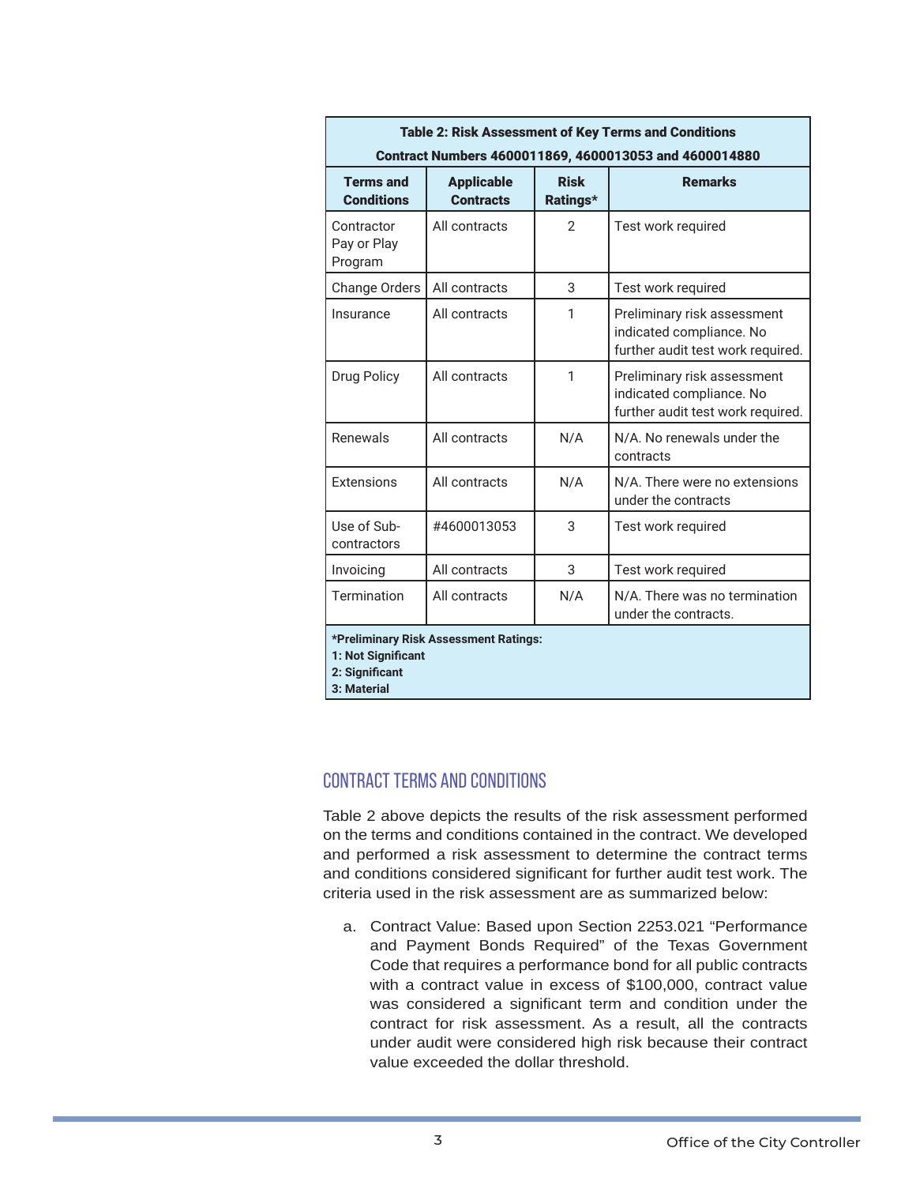| **Table 2: Risk Assessment of Key Terms and Conditions Contract Numbers 4600011869, 4600013053 and 4600014880** | | | |
|---|---|---|---|
| **Terms and Conditions** | **Applicable Contracts** | **Risk Ratings*** | **Remarks** |
| Contractor Pay or Play Program | All contracts | 2 | Test work required |
| Change Orders | All contracts | 3 | Test work required |
| Insurance | All contracts | 1 | Preliminary risk assessment indicated compliance. No further audit test work required. |
| Drug Policy | All contracts | 1 | Preliminary risk assessment indicated compliance. No further audit test work required. |
| Renewals | All contracts | N/A | N/A. No renewals under the contracts |
| Extensions | All contracts | N/A | N/A. There were no extensions under the contracts |
| Use of Sub-contractors | #4600013053 | 3 | Test work required |
| Invoicing | All contracts | 3 | Test work required |
| Termination | All contracts | N/A | N/A. There was no termination under the contracts. |
| ***Preliminary Risk Assessment Ratings:** **1: Not Significant** **2: Significant** **3: Material** | | | |

## CONTRACT TERMS AND CONDITIONS

Table 2 above depicts the results of the risk assessment performed on the terms and conditions contained in the contract. We developed and performed a risk assessment to determine the contract terms and conditions considered significant for further audit test work. The criteria used in the risk assessment are as summarized below:

a. Contract Value: Based upon Section 2253.021 "Performance and Payment Bonds Required" of the Texas Government Code that requires a performance bond for all public contracts with a contract value in excess of $100,000, contract value was considered a significant term and condition under the contract for risk assessment. As a result, all the contracts under audit were considered high risk because their contract value exceeded the dollar threshold.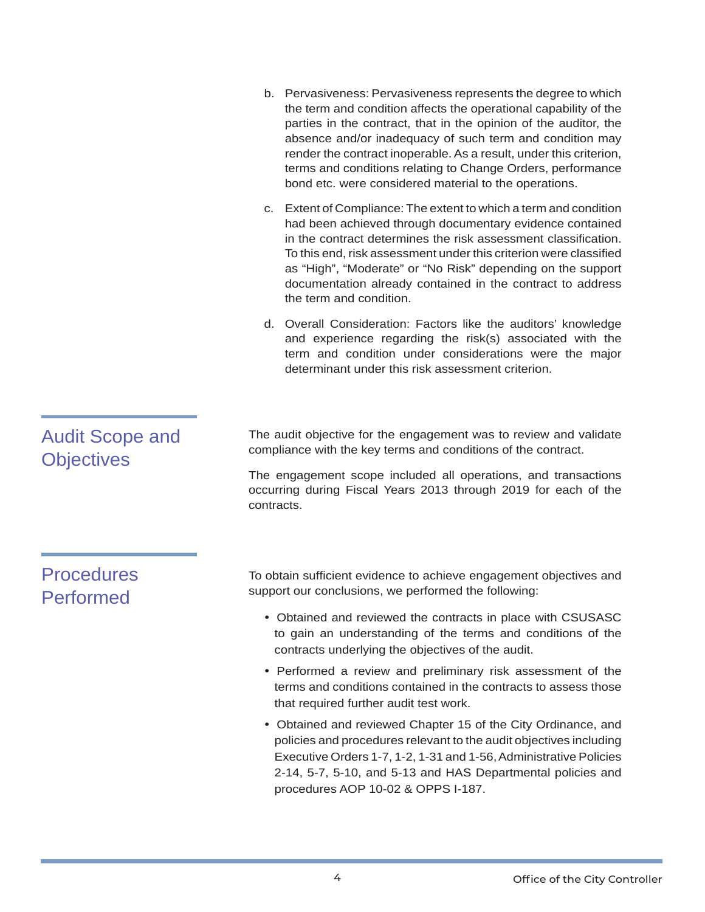b. Pervasiveness: Pervasiveness represents the degree to which the term and condition affects the operational capability of the parties in the contract, that in the opinion of the auditor, the absence and/or inadequacy of such term and condition may render the contract inoperable. As a result, under this criterion, terms and conditions relating to Change Orders, performance bond etc. were considered material to the operations.

c. Extent of Compliance: The extent to which a term and condition had been achieved through documentary evidence contained in the contract determines the risk assessment classification. To this end, risk assessment under this criterion were classified as "High", "Moderate" or "No Risk" depending on the support documentation already contained in the contract to address the term and condition.

d. Overall Consideration: Factors like the auditors' knowledge and experience regarding the risk(s) associated with the term and condition under considerations were the major determinant under this risk assessment criterion.

## Audit Scope and Objectives

The audit objective for the engagement was to review and validate compliance with the key terms and conditions of the contract.

The engagement scope included all operations, and transactions occurring during Fiscal Years 2013 through 2019 for each of the contracts.

## Procedures Performed

To obtain sufficient evidence to achieve engagement objectives and support our conclusions, we performed the following:

- Obtained and reviewed the contracts in place with CSUSASC to gain an understanding of the terms and conditions of the contracts underlying the objectives of the audit.
- Performed a review and preliminary risk assessment of the terms and conditions contained in the contracts to assess those that required further audit test work.
- Obtained and reviewed Chapter 15 of the City Ordinance, and policies and procedures relevant to the audit objectives including Executive Orders 1-7, 1-2, 1-31 and 1-56, Administrative Policies 2-14, 5-7, 5-10, and 5-13 and HAS Departmental policies and procedures AOP 10-02 & OPPS I-187.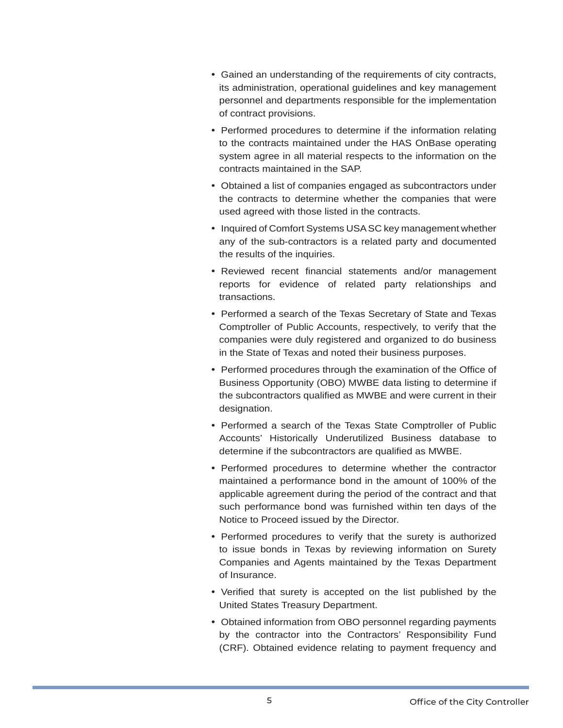- Gained an understanding of the requirements of city contracts, its administration, operational guidelines and key management personnel and departments responsible for the implementation of contract provisions.
- Performed procedures to determine if the information relating to the contracts maintained under the HAS OnBase operating system agree in all material respects to the information on the contracts maintained in the SAP.
- Obtained a list of companies engaged as subcontractors under the contracts to determine whether the companies that were used agreed with those listed in the contracts.
- Inquired of Comfort Systems USA SC key management whether any of the sub-contractors is a related party and documented the results of the inquiries.
- Reviewed recent financial statements and/or management reports for evidence of related party relationships and transactions.
- Performed a search of the Texas Secretary of State and Texas Comptroller of Public Accounts, respectively, to verify that the companies were duly registered and organized to do business in the State of Texas and noted their business purposes.
- Performed procedures through the examination of the Office of Business Opportunity (OBO) MWBE data listing to determine if the subcontractors qualified as MWBE and were current in their designation.
- Performed a search of the Texas State Comptroller of Public Accounts' Historically Underutilized Business database to determine if the subcontractors are qualified as MWBE.
- Performed procedures to determine whether the contractor maintained a performance bond in the amount of 100% of the applicable agreement during the period of the contract and that such performance bond was furnished within ten days of the Notice to Proceed issued by the Director.
- Performed procedures to verify that the surety is authorized to issue bonds in Texas by reviewing information on Surety Companies and Agents maintained by the Texas Department of Insurance.
- Verified that surety is accepted on the list published by the United States Treasury Department.
- Obtained information from OBO personnel regarding payments by the contractor into the Contractors' Responsibility Fund (CRF). Obtained evidence relating to payment frequency and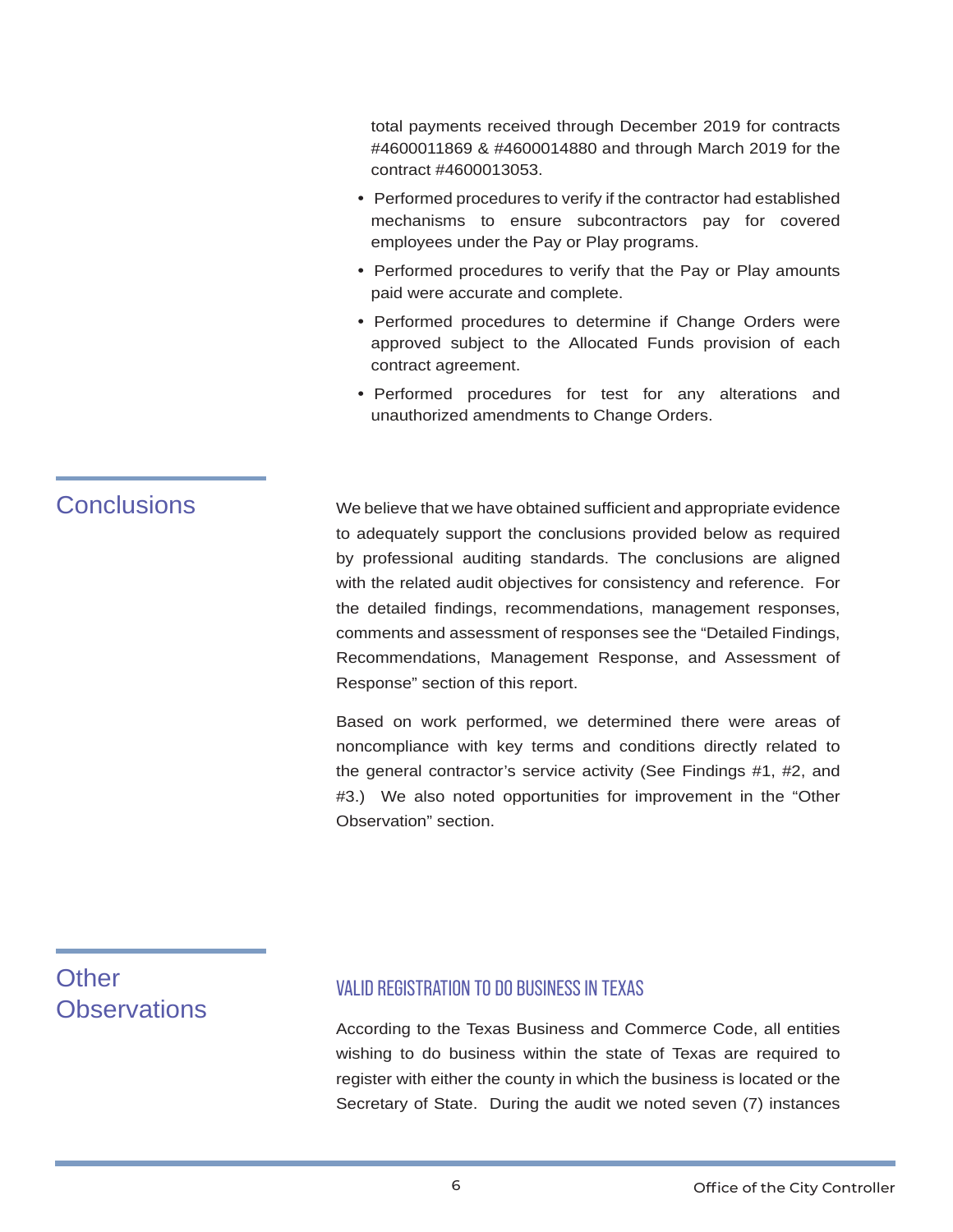total payments received through December 2019 for contracts #4600011869 & #4600014880 and through March 2019 for the contract #4600013053.

- Performed procedures to verify if the contractor had established mechanisms to ensure subcontractors pay for covered employees under the Pay or Play programs.
- Performed procedures to verify that the Pay or Play amounts paid were accurate and complete.
- Performed procedures to determine if Change Orders were approved subject to the Allocated Funds provision of each contract agreement.
- Performed procedures for test for any alterations and unauthorized amendments to Change Orders.

## Conclusions

We believe that we have obtained sufficient and appropriate evidence to adequately support the conclusions provided below as required by professional auditing standards. The conclusions are aligned with the related audit objectives for consistency and reference. For the detailed findings, recommendations, management responses, comments and assessment of responses see the "Detailed Findings, Recommendations, Management Response, and Assessment of Response" section of this report.

Based on work performed, we determined there were areas of noncompliance with key terms and conditions directly related to the general contractor's service activity (See Findings #1, #2, and #3.) We also noted opportunities for improvement in the "Other Observation" section.

## Other Observations

### VALID REGISTRATION TO DO BUSINESS IN TEXAS

According to the Texas Business and Commerce Code, all entities wishing to do business within the state of Texas are required to register with either the county in which the business is located or the Secretary of State. During the audit we noted seven (7) instances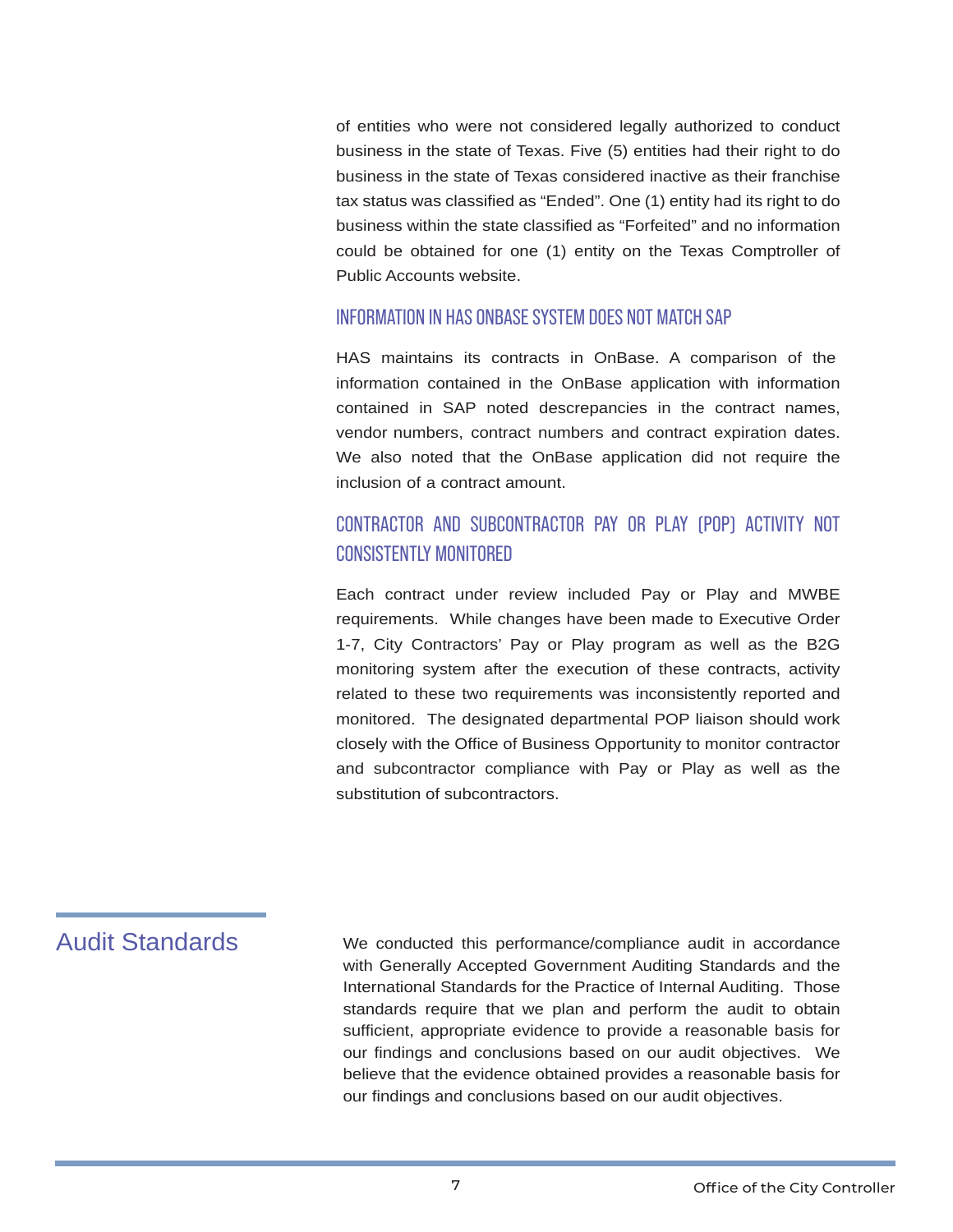of entities who were not considered legally authorized to conduct business in the state of Texas. Five (5) entities had their right to do business in the state of Texas considered inactive as their franchise tax status was classified as "Ended". One (1) entity had its right to do business within the state classified as "Forfeited" and no information could be obtained for one (1) entity on the Texas Comptroller of Public Accounts website.

### INFORMATION IN HAS ONBASE SYSTEM DOES NOT MATCH SAP

HAS maintains its contracts in OnBase. A comparison of the information contained in the OnBase application with information contained in SAP noted descrepancies in the contract names, vendor numbers, contract numbers and contract expiration dates. We also noted that the OnBase application did not require the inclusion of a contract amount.

### CONTRACTOR AND SUBCONTRACTOR PAY OR PLAY (POP) ACTIVITY NOT CONSISTENTLY MONITORED

Each contract under review included Pay or Play and MWBE requirements. While changes have been made to Executive Order 1-7, City Contractors' Pay or Play program as well as the B2G monitoring system after the execution of these contracts, activity related to these two requirements was inconsistently reported and monitored. The designated departmental POP liaison should work closely with the Office of Business Opportunity to monitor contractor and subcontractor compliance with Pay or Play as well as the substitution of subcontractors.

## Audit Standards

We conducted this performance/compliance audit in accordance with Generally Accepted Government Auditing Standards and the International Standards for the Practice of Internal Auditing. Those standards require that we plan and perform the audit to obtain sufficient, appropriate evidence to provide a reasonable basis for our findings and conclusions based on our audit objectives. We believe that the evidence obtained provides a reasonable basis for our findings and conclusions based on our audit objectives.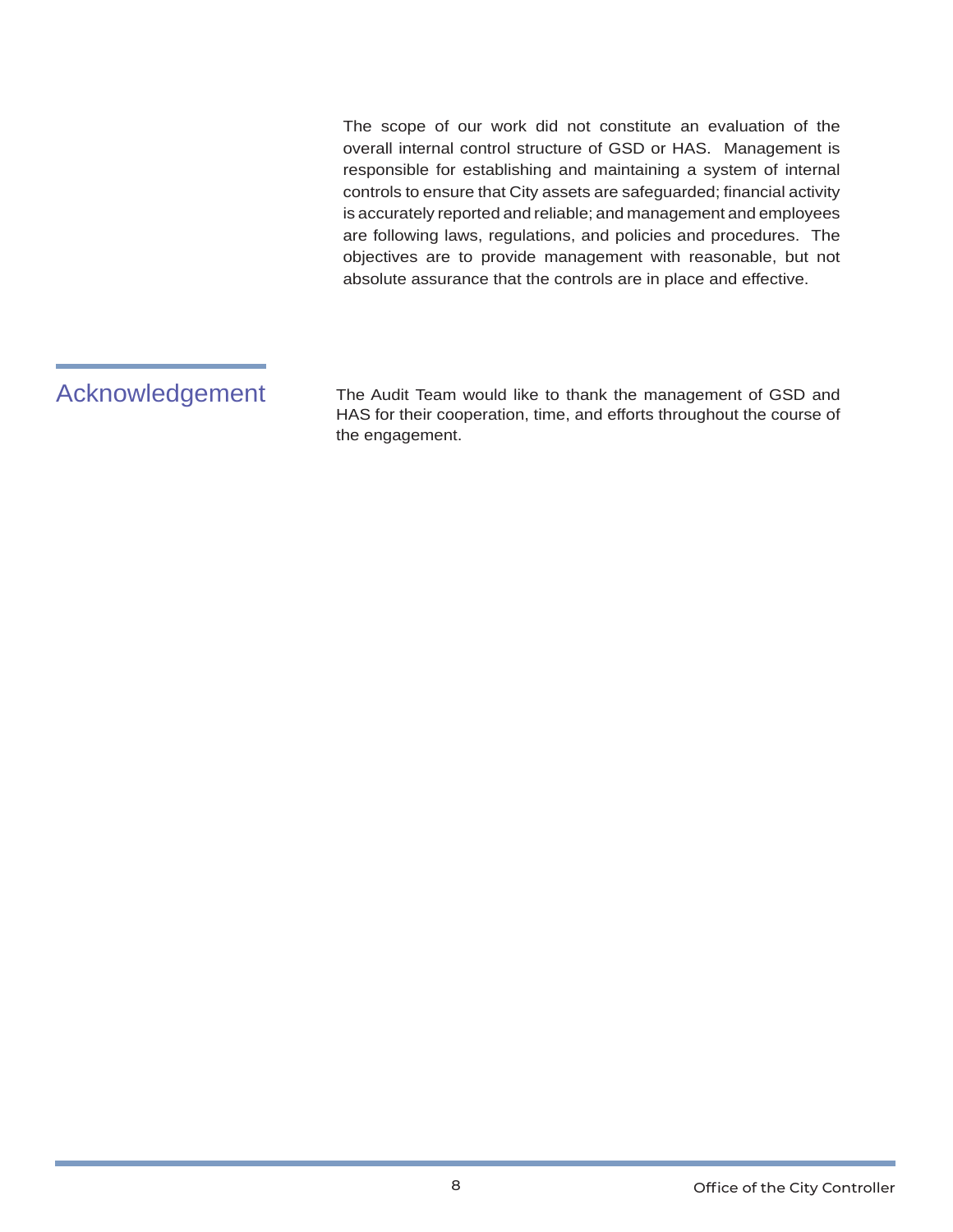The scope of our work did not constitute an evaluation of the overall internal control structure of GSD or HAS. Management is responsible for establishing and maintaining a system of internal controls to ensure that City assets are safeguarded; financial activity is accurately reported and reliable; and management and employees are following laws, regulations, and policies and procedures. The objectives are to provide management with reasonable, but not absolute assurance that the controls are in place and effective.

## Acknowledgement

The Audit Team would like to thank the management of GSD and HAS for their cooperation, time, and efforts throughout the course of the engagement.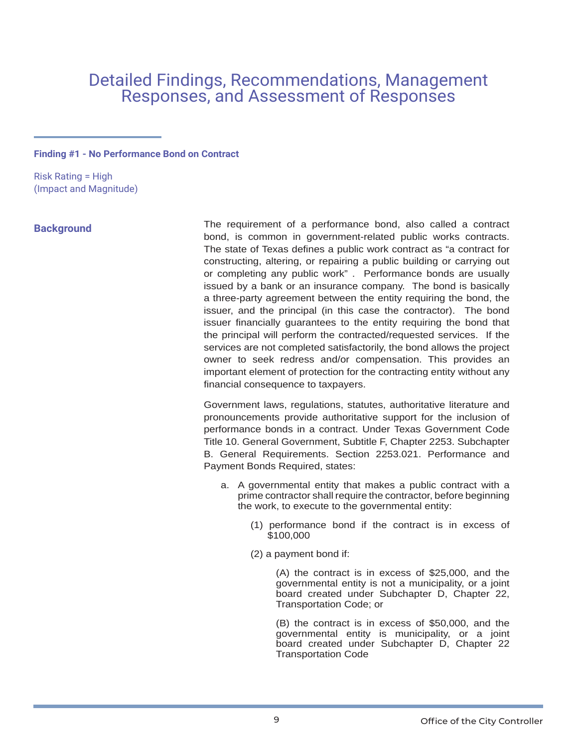# Detailed Findings, Recommendations, Management Responses, and Assessment of Responses

**Finding #1 - No Performance Bond on Contract**

Risk Rating = High
(Impact and Magnitude)

**Background**

The requirement of a performance bond, also called a contract bond, is common in government-related public works contracts. The state of Texas defines a public work contract as "a contract for constructing, altering, or repairing a public building or carrying out or completing any public work" . Performance bonds are usually issued by a bank or an insurance company. The bond is basically a three-party agreement between the entity requiring the bond, the issuer, and the principal (in this case the contractor). The bond issuer financially guarantees to the entity requiring the bond that the principal will perform the contracted/requested services. If the services are not completed satisfactorily, the bond allows the project owner to seek redress and/or compensation. This provides an important element of protection for the contracting entity without any financial consequence to taxpayers.

Government laws, regulations, statutes, authoritative literature and pronouncements provide authoritative support for the inclusion of performance bonds in a contract. Under Texas Government Code Title 10. General Government, Subtitle F, Chapter 2253. Subchapter B. General Requirements. Section 2253.021. Performance and Payment Bonds Required, states:

a. A governmental entity that makes a public contract with a prime contractor shall require the contractor, before beginning the work, to execute to the governmental entity:

   (1) performance bond if the contract is in excess of $100,000

   (2) a payment bond if:

      (A) the contract is in excess of $25,000, and the governmental entity is not a municipality, or a joint board created under Subchapter D, Chapter 22, Transportation Code; or

      (B) the contract is in excess of $50,000, and the governmental entity is municipality, or a joint board created under Subchapter D, Chapter 22 Transportation Code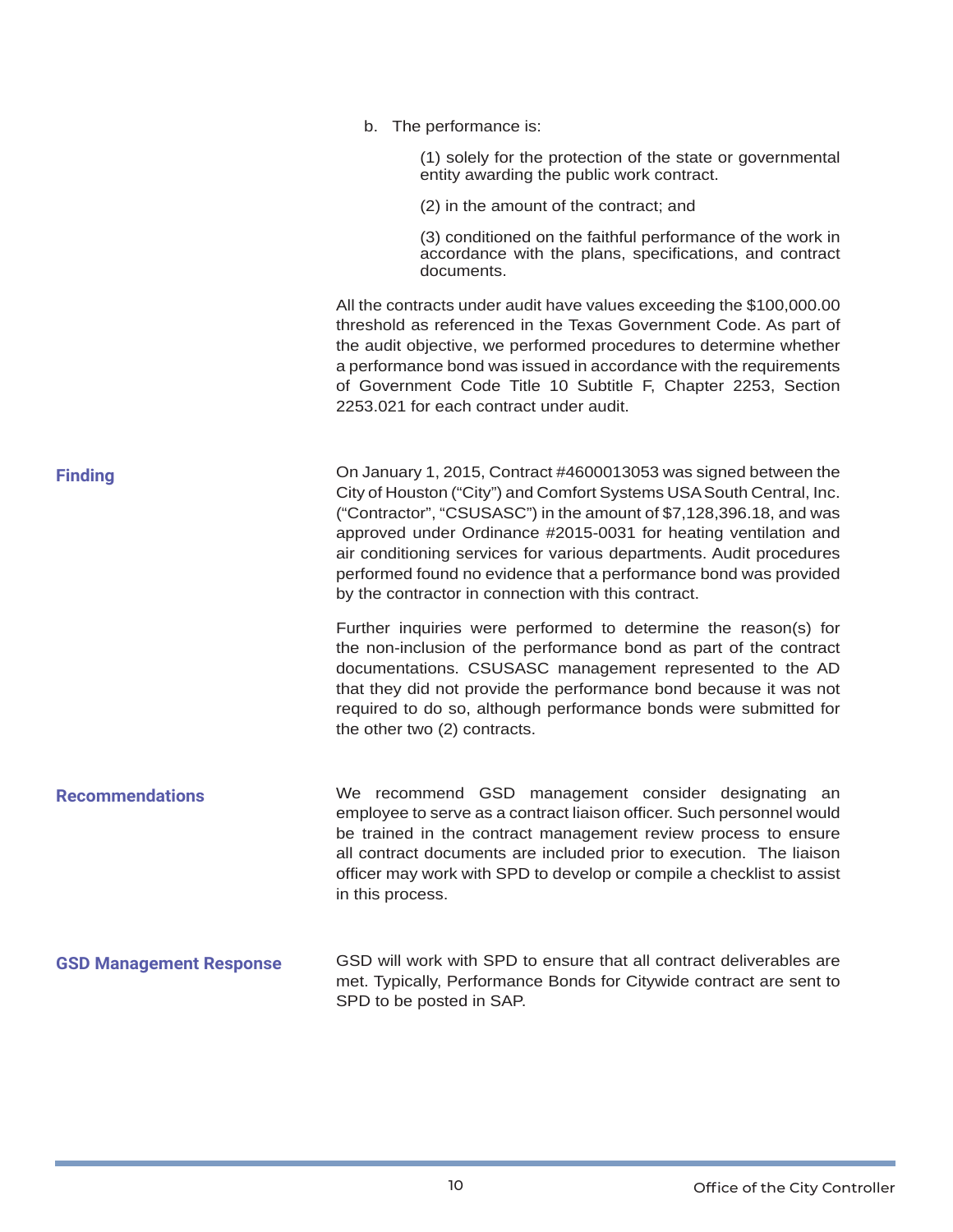b. The performance is:

(1) solely for the protection of the state or governmental entity awarding the public work contract.

(2) in the amount of the contract; and

(3) conditioned on the faithful performance of the work in accordance with the plans, specifications, and contract documents.

All the contracts under audit have values exceeding the $100,000.00 threshold as referenced in the Texas Government Code. As part of the audit objective, we performed procedures to determine whether a performance bond was issued in accordance with the requirements of Government Code Title 10 Subtitle F, Chapter 2253, Section 2253.021 for each contract under audit.

**Finding**

On January 1, 2015, Contract #4600013053 was signed between the City of Houston ("City") and Comfort Systems USA South Central, Inc. ("Contractor", "CSUSASC") in the amount of $7,128,396.18, and was approved under Ordinance #2015-0031 for heating ventilation and air conditioning services for various departments. Audit procedures performed found no evidence that a performance bond was provided by the contractor in connection with this contract.

Further inquiries were performed to determine the reason(s) for the non-inclusion of the performance bond as part of the contract documentations. CSUSASC management represented to the AD that they did not provide the performance bond because it was not required to do so, although performance bonds were submitted for the other two (2) contracts.

**Recommendations**

We recommend GSD management consider designating an employee to serve as a contract liaison officer. Such personnel would be trained in the contract management review process to ensure all contract documents are included prior to execution. The liaison officer may work with SPD to develop or compile a checklist to assist in this process.

**GSD Management Response**

GSD will work with SPD to ensure that all contract deliverables are met. Typically, Performance Bonds for Citywide contract are sent to SPD to be posted in SAP.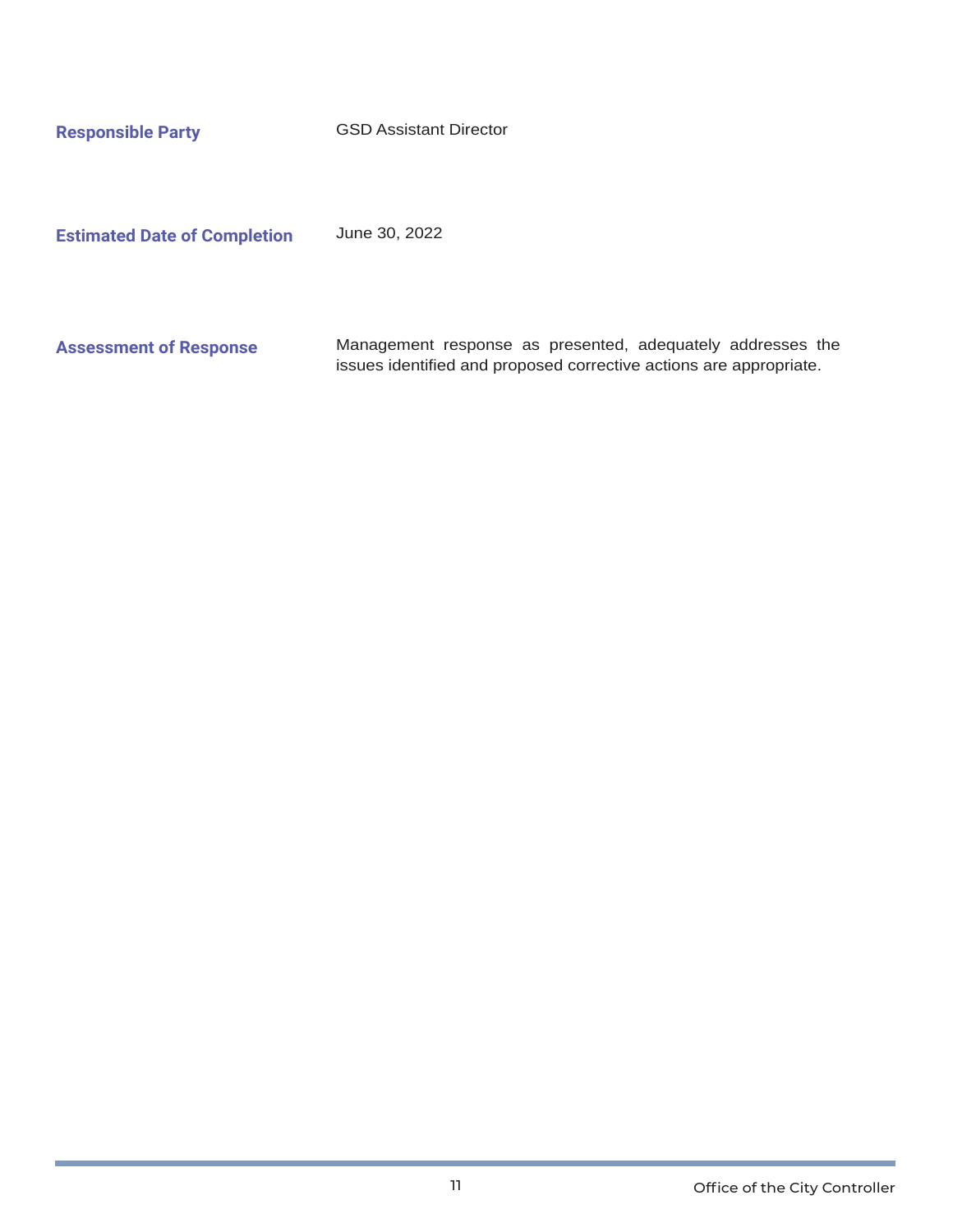**Responsible Party**

GSD Assistant Director

**Estimated Date of Completion**

June 30, 2022

**Assessment of Response**

Management response as presented, adequately addresses the issues identified and proposed corrective actions are appropriate.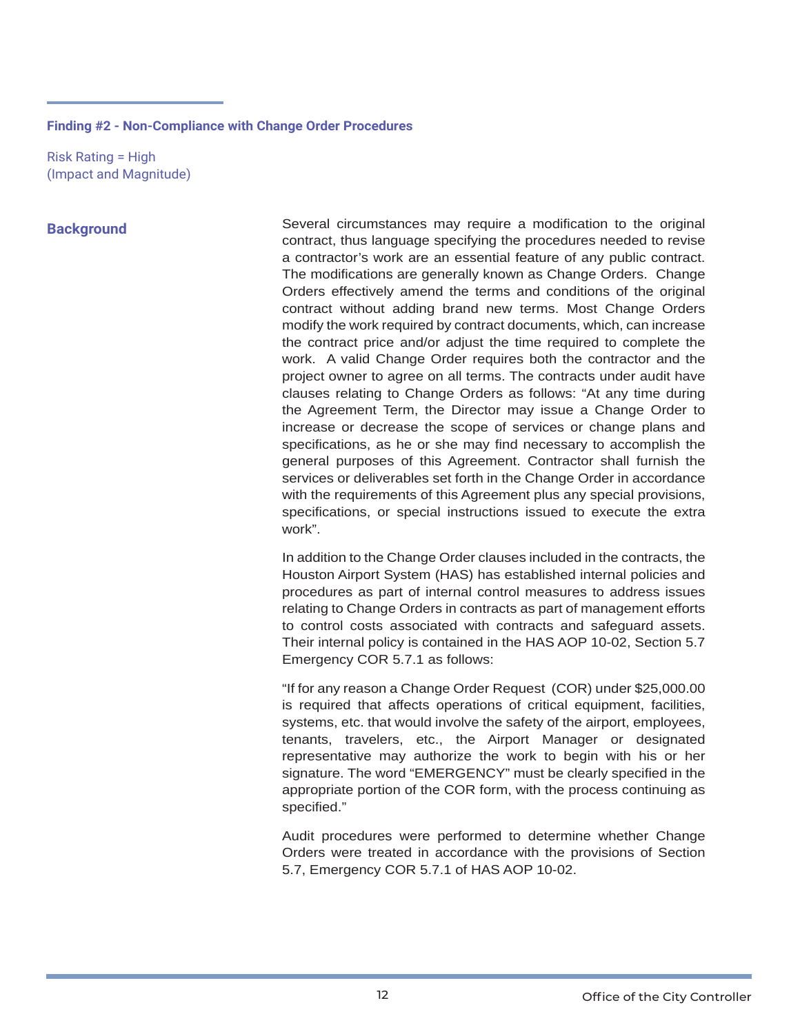### Finding #2 - Non-Compliance with Change Order Procedures

Risk Rating = High
(Impact and Magnitude)

**Background**

Several circumstances may require a modification to the original contract, thus language specifying the procedures needed to revise a contractor's work are an essential feature of any public contract. The modifications are generally known as Change Orders. Change Orders effectively amend the terms and conditions of the original contract without adding brand new terms. Most Change Orders modify the work required by contract documents, which, can increase the contract price and/or adjust the time required to complete the work. A valid Change Order requires both the contractor and the project owner to agree on all terms. The contracts under audit have clauses relating to Change Orders as follows: "At any time during the Agreement Term, the Director may issue a Change Order to increase or decrease the scope of services or change plans and specifications, as he or she may find necessary to accomplish the general purposes of this Agreement. Contractor shall furnish the services or deliverables set forth in the Change Order in accordance with the requirements of this Agreement plus any special provisions, specifications, or special instructions issued to execute the extra work".

In addition to the Change Order clauses included in the contracts, the Houston Airport System (HAS) has established internal policies and procedures as part of internal control measures to address issues relating to Change Orders in contracts as part of management efforts to control costs associated with contracts and safeguard assets. Their internal policy is contained in the HAS AOP 10-02, Section 5.7 Emergency COR 5.7.1 as follows:

"If for any reason a Change Order Request (COR) under $25,000.00 is required that affects operations of critical equipment, facilities, systems, etc. that would involve the safety of the airport, employees, tenants, travelers, etc., the Airport Manager or designated representative may authorize the work to begin with his or her signature. The word "EMERGENCY" must be clearly specified in the appropriate portion of the COR form, with the process continuing as specified."

Audit procedures were performed to determine whether Change Orders were treated in accordance with the provisions of Section 5.7, Emergency COR 5.7.1 of HAS AOP 10-02.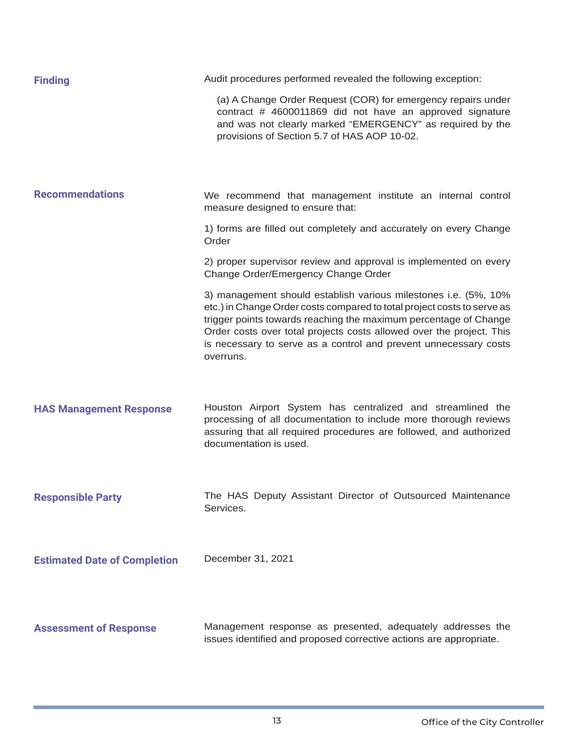**Finding**

Audit procedures performed revealed the following exception:

(a) A Change Order Request (COR) for emergency repairs under contract # 4600011869 did not have an approved signature and was not clearly marked "EMERGENCY" as required by the provisions of Section 5.7 of HAS AOP 10-02.

**Recommendations**

We recommend that management institute an internal control measure designed to ensure that:

1) forms are filled out completely and accurately on every Change Order

2) proper supervisor review and approval is implemented on every Change Order/Emergency Change Order

3) management should establish various milestones i.e. (5%, 10% etc.) in Change Order costs compared to total project costs to serve as trigger points towards reaching the maximum percentage of Change Order costs over total projects costs allowed over the project. This is necessary to serve as a control and prevent unnecessary costs overruns.

**HAS Management Response**

Houston Airport System has centralized and streamlined the processing of all documentation to include more thorough reviews assuring that all required procedures are followed, and authorized documentation is used.

**Responsible Party**

The HAS Deputy Assistant Director of Outsourced Maintenance Services.

**Estimated Date of Completion**

December 31, 2021

**Assessment of Response**

Management response as presented, adequately addresses the issues identified and proposed corrective actions are appropriate.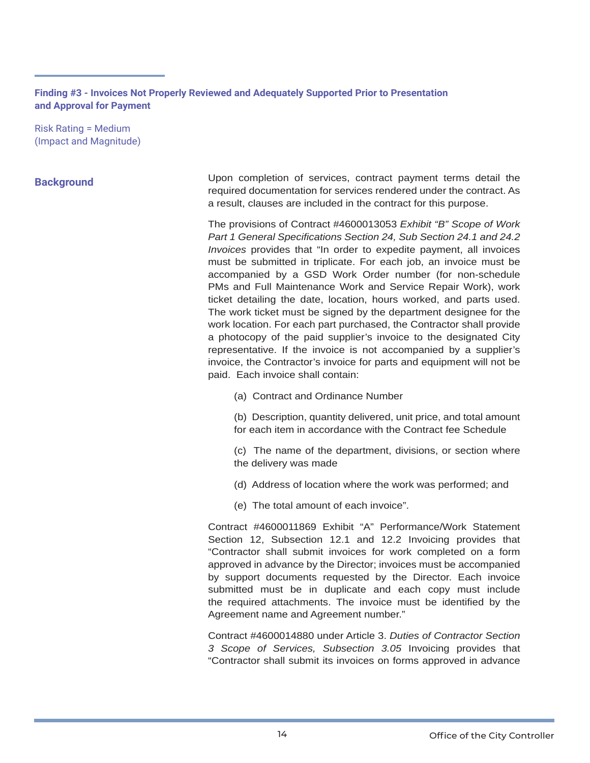## Finding #3 - Invoices Not Properly Reviewed and Adequately Supported Prior to Presentation and Approval for Payment

Risk Rating = Medium
(Impact and Magnitude)

### Background

Upon completion of services, contract payment terms detail the required documentation for services rendered under the contract. As a result, clauses are included in the contract for this purpose.

The provisions of Contract #4600013053 *Exhibit "B" Scope of Work Part 1 General Specifications Section 24, Sub Section 24.1 and 24.2 Invoices* provides that "In order to expedite payment, all invoices must be submitted in triplicate. For each job, an invoice must be accompanied by a GSD Work Order number (for non-schedule PMs and Full Maintenance Work and Service Repair Work), work ticket detailing the date, location, hours worked, and parts used. The work ticket must be signed by the department designee for the work location. For each part purchased, the Contractor shall provide a photocopy of the paid supplier's invoice to the designated City representative. If the invoice is not accompanied by a supplier's invoice, the Contractor's invoice for parts and equipment will not be paid. Each invoice shall contain:

(a) Contract and Ordinance Number

(b) Description, quantity delivered, unit price, and total amount for each item in accordance with the Contract fee Schedule

(c) The name of the department, divisions, or section where the delivery was made

(d) Address of location where the work was performed; and

(e) The total amount of each invoice".

Contract #4600011869 Exhibit "A" Performance/Work Statement Section 12, Subsection 12.1 and 12.2 Invoicing provides that "Contractor shall submit invoices for work completed on a form approved in advance by the Director; invoices must be accompanied by support documents requested by the Director. Each invoice submitted must be in duplicate and each copy must include the required attachments. The invoice must be identified by the Agreement name and Agreement number."

Contract #4600014880 under Article 3. *Duties of Contractor Section 3 Scope of Services, Subsection 3.05* Invoicing provides that "Contractor shall submit its invoices on forms approved in advance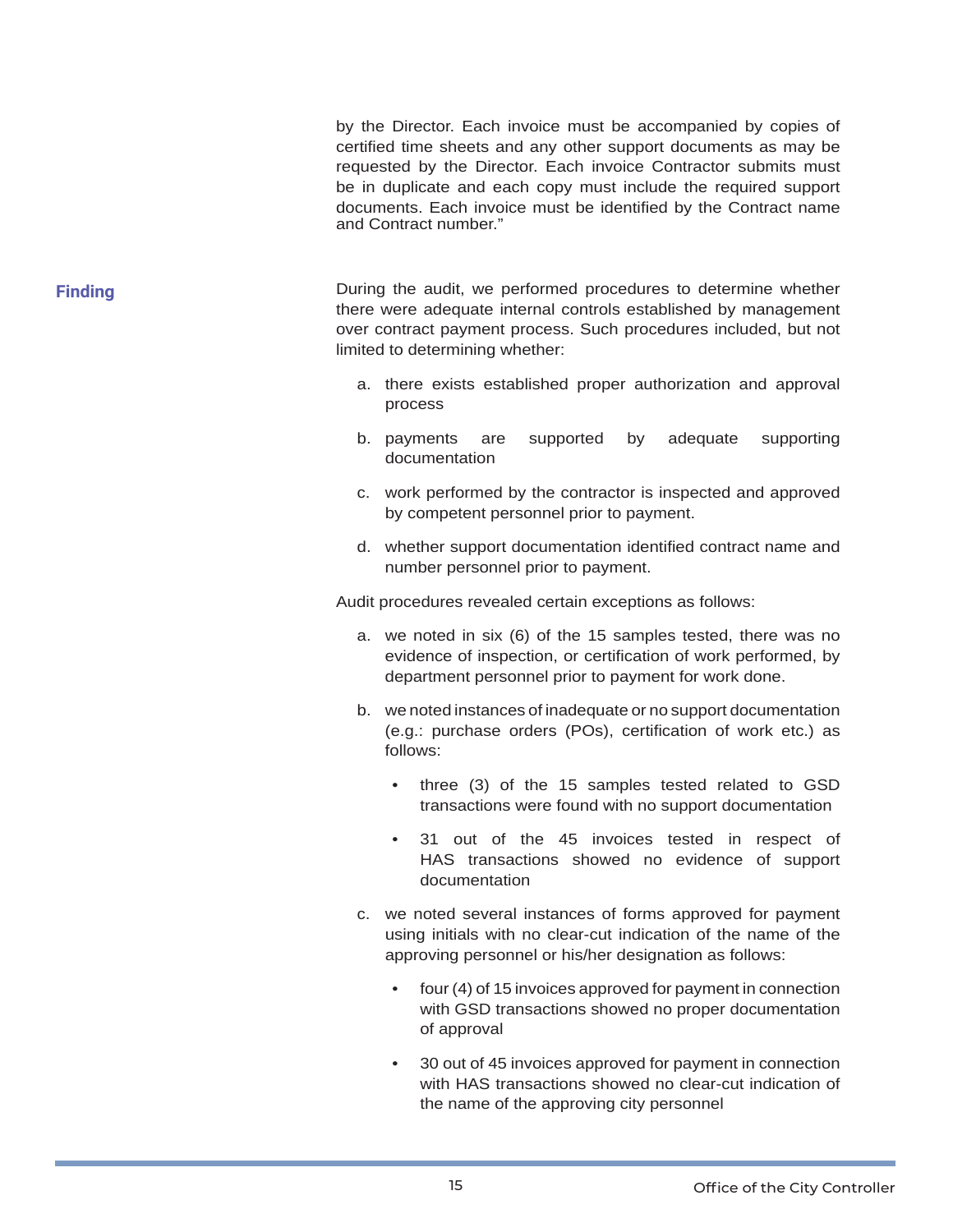by the Director. Each invoice must be accompanied by copies of certified time sheets and any other support documents as may be requested by the Director. Each invoice Contractor submits must be in duplicate and each copy must include the required support documents. Each invoice must be identified by the Contract name and Contract number."

### Finding

During the audit, we performed procedures to determine whether there were adequate internal controls established by management over contract payment process. Such procedures included, but not limited to determining whether:

a. there exists established proper authorization and approval process

b. payments are supported by adequate supporting documentation

c. work performed by the contractor is inspected and approved by competent personnel prior to payment.

d. whether support documentation identified contract name and number personnel prior to payment.

Audit procedures revealed certain exceptions as follows:

a. we noted in six (6) of the 15 samples tested, there was no evidence of inspection, or certification of work performed, by department personnel prior to payment for work done.

b. we noted instances of inadequate or no support documentation (e.g.: purchase orders (POs), certification of work etc.) as follows:

   - three (3) of the 15 samples tested related to GSD transactions were found with no support documentation
   - 31 out of the 45 invoices tested in respect of HAS transactions showed no evidence of support documentation

c. we noted several instances of forms approved for payment using initials with no clear-cut indication of the name of the approving personnel or his/her designation as follows:

   - four (4) of 15 invoices approved for payment in connection with GSD transactions showed no proper documentation of approval
   - 30 out of 45 invoices approved for payment in connection with HAS transactions showed no clear-cut indication of the name of the approving city personnel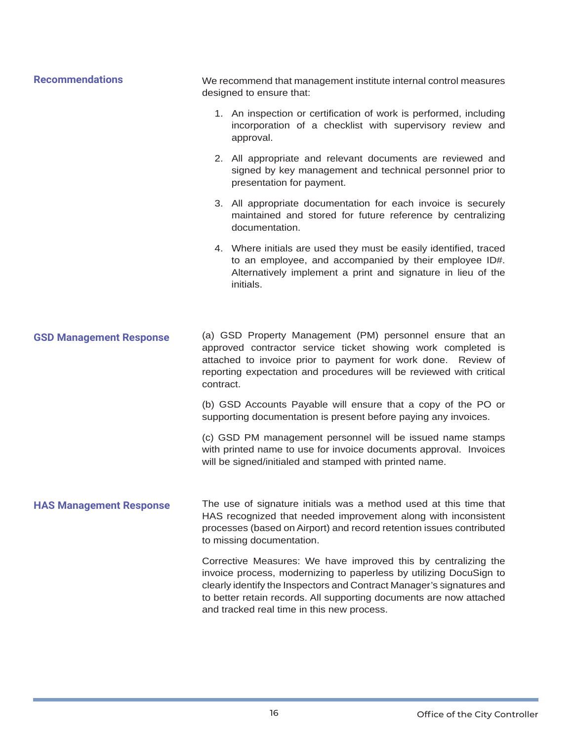### Recommendations

We recommend that management institute internal control measures designed to ensure that:

1. An inspection or certification of work is performed, including incorporation of a checklist with supervisory review and approval.
2. All appropriate and relevant documents are reviewed and signed by key management and technical personnel prior to presentation for payment.
3. All appropriate documentation for each invoice is securely maintained and stored for future reference by centralizing documentation.
4. Where initials are used they must be easily identified, traced to an employee, and accompanied by their employee ID#. Alternatively implement a print and signature in lieu of the initials.

### GSD Management Response

(a) GSD Property Management (PM) personnel ensure that an approved contractor service ticket showing work completed is attached to invoice prior to payment for work done. Review of reporting expectation and procedures will be reviewed with critical contract.

(b) GSD Accounts Payable will ensure that a copy of the PO or supporting documentation is present before paying any invoices.

(c) GSD PM management personnel will be issued name stamps with printed name to use for invoice documents approval. Invoices will be signed/initialed and stamped with printed name.

### HAS Management Response

The use of signature initials was a method used at this time that HAS recognized that needed improvement along with inconsistent processes (based on Airport) and record retention issues contributed to missing documentation.

Corrective Measures: We have improved this by centralizing the invoice process, modernizing to paperless by utilizing DocuSign to clearly identify the Inspectors and Contract Manager's signatures and to better retain records. All supporting documents are now attached and tracked real time in this new process.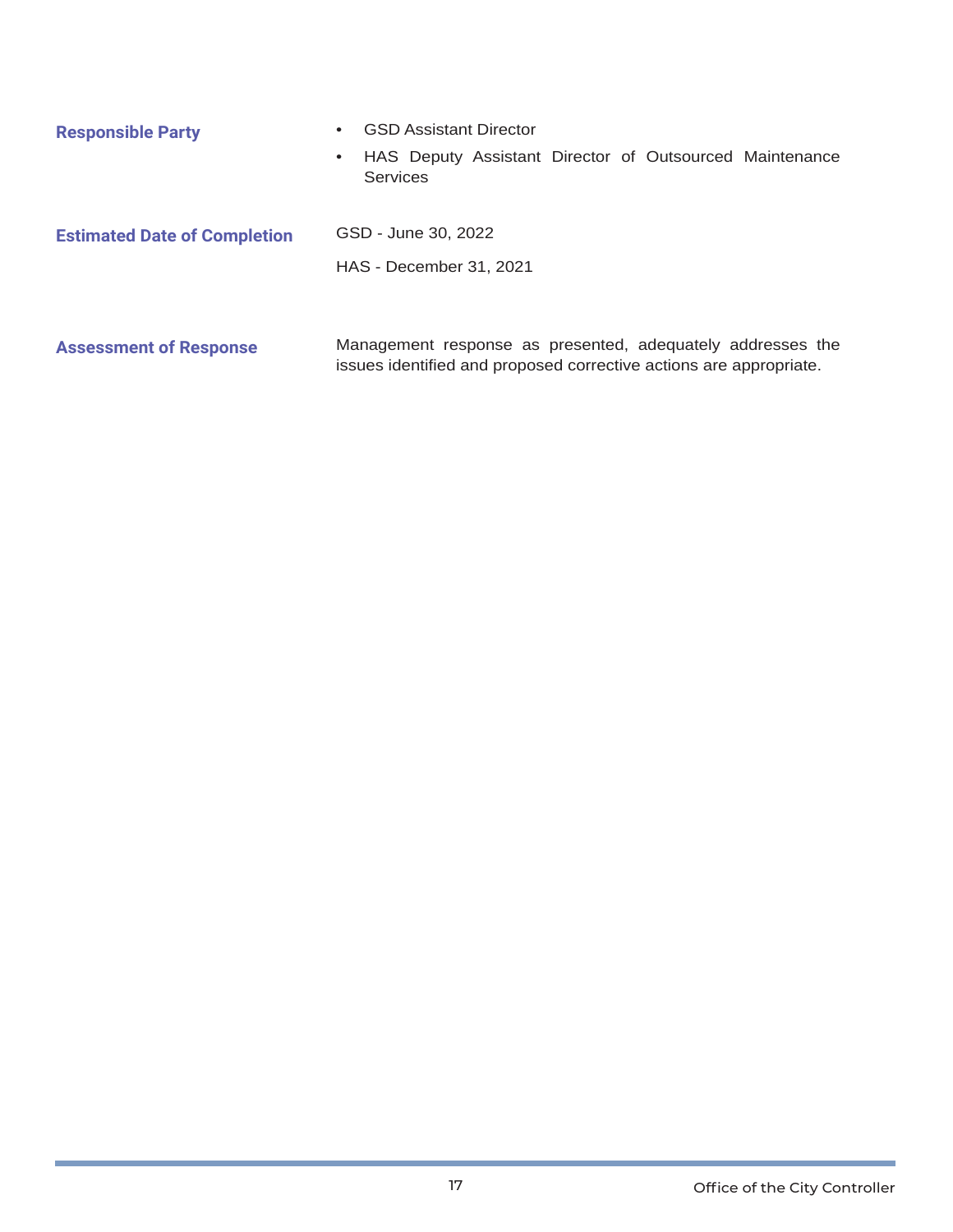**Responsible Party**

- GSD Assistant Director
- HAS Deputy Assistant Director of Outsourced Maintenance Services

**Estimated Date of Completion**

GSD - June 30, 2022

HAS - December 31, 2021

**Assessment of Response**

Management response as presented, adequately addresses the issues identified and proposed corrective actions are appropriate.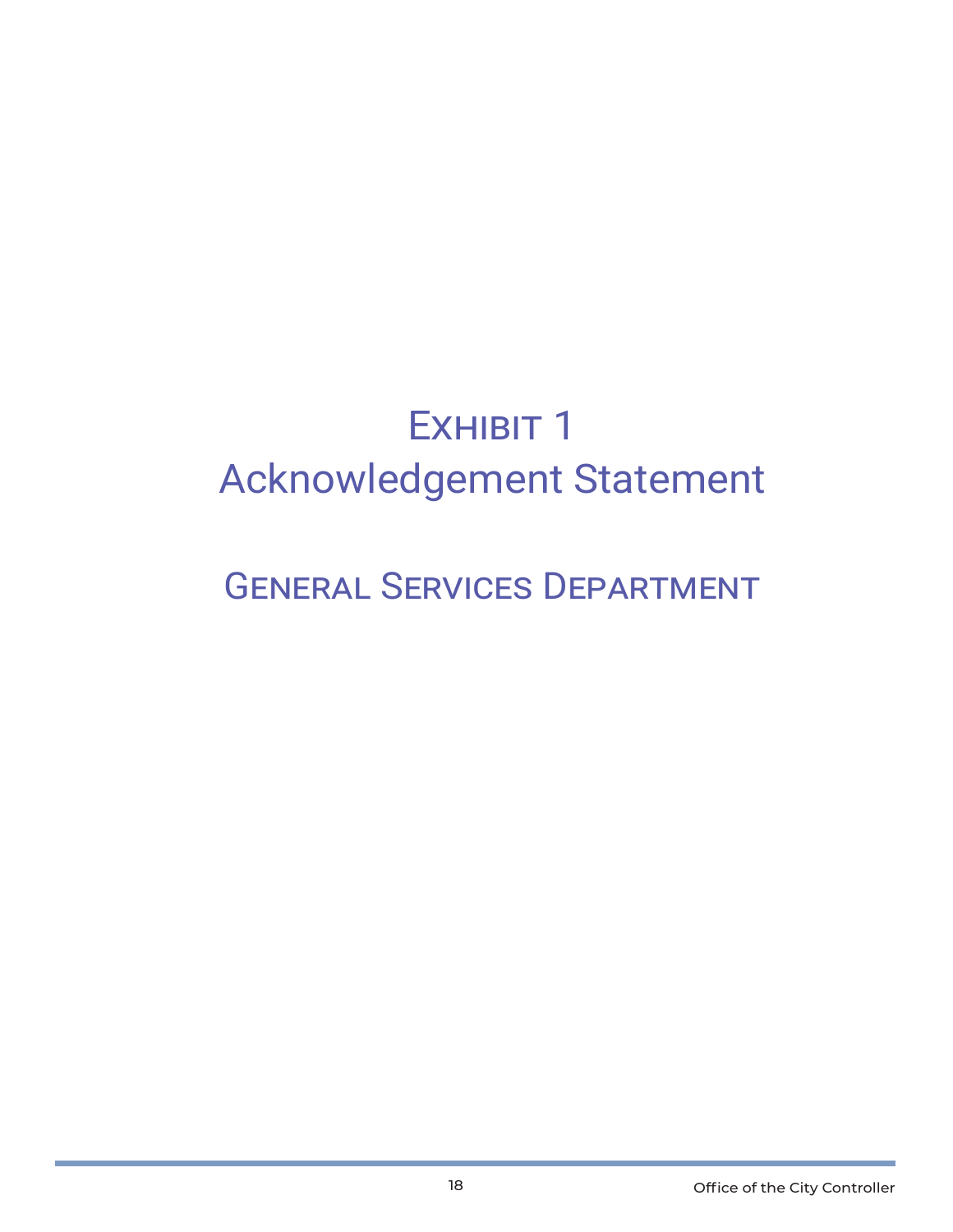# Exhibit 1
# Acknowledgement Statement

## General Services Department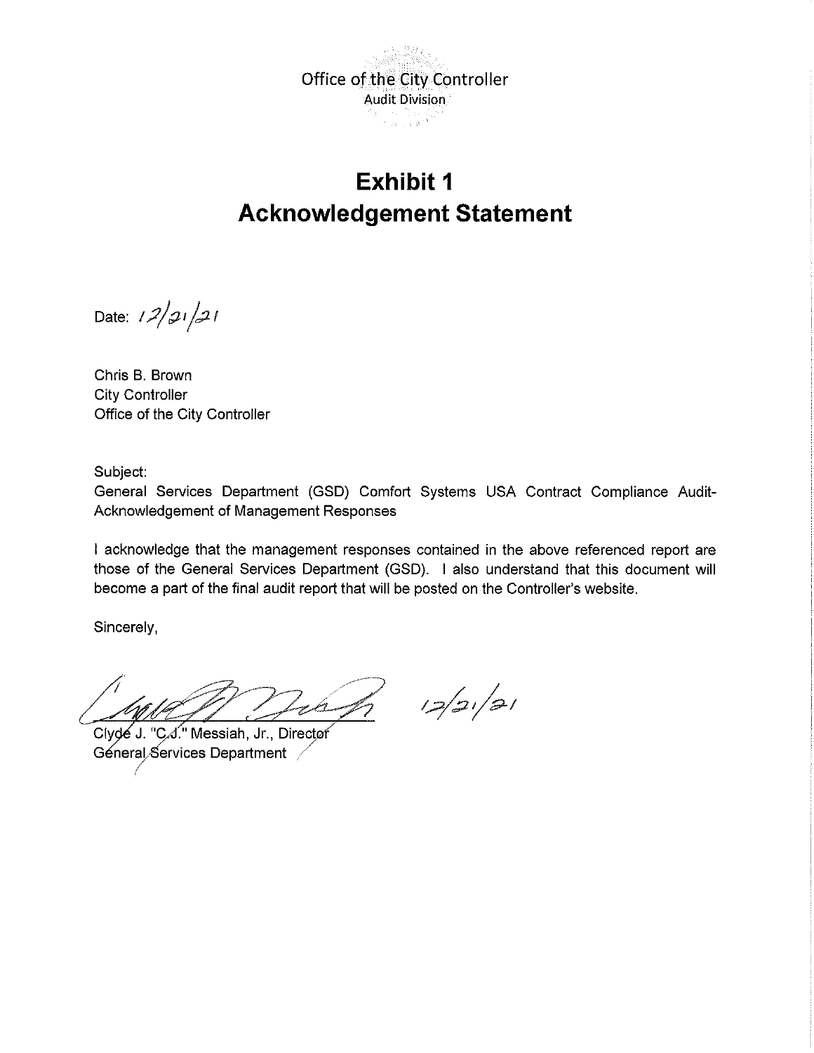Office of the City Controller
Audit Division

# Exhibit 1
# Acknowledgement Statement

Date: 12/21/21

Chris B. Brown
City Controller
Office of the City Controller

Subject:
General Services Department (GSD) Comfort Systems USA Contract Compliance Audit-Acknowledgement of Management Responses

I acknowledge that the management responses contained in the above referenced report are those of the General Services Department (GSD). I also understand that this document will become a part of the final audit report that will be posted on the Controller's website.

Sincerely,

12/21/21

Clyde J. "C.J." Messiah, Jr., Director
General Services Department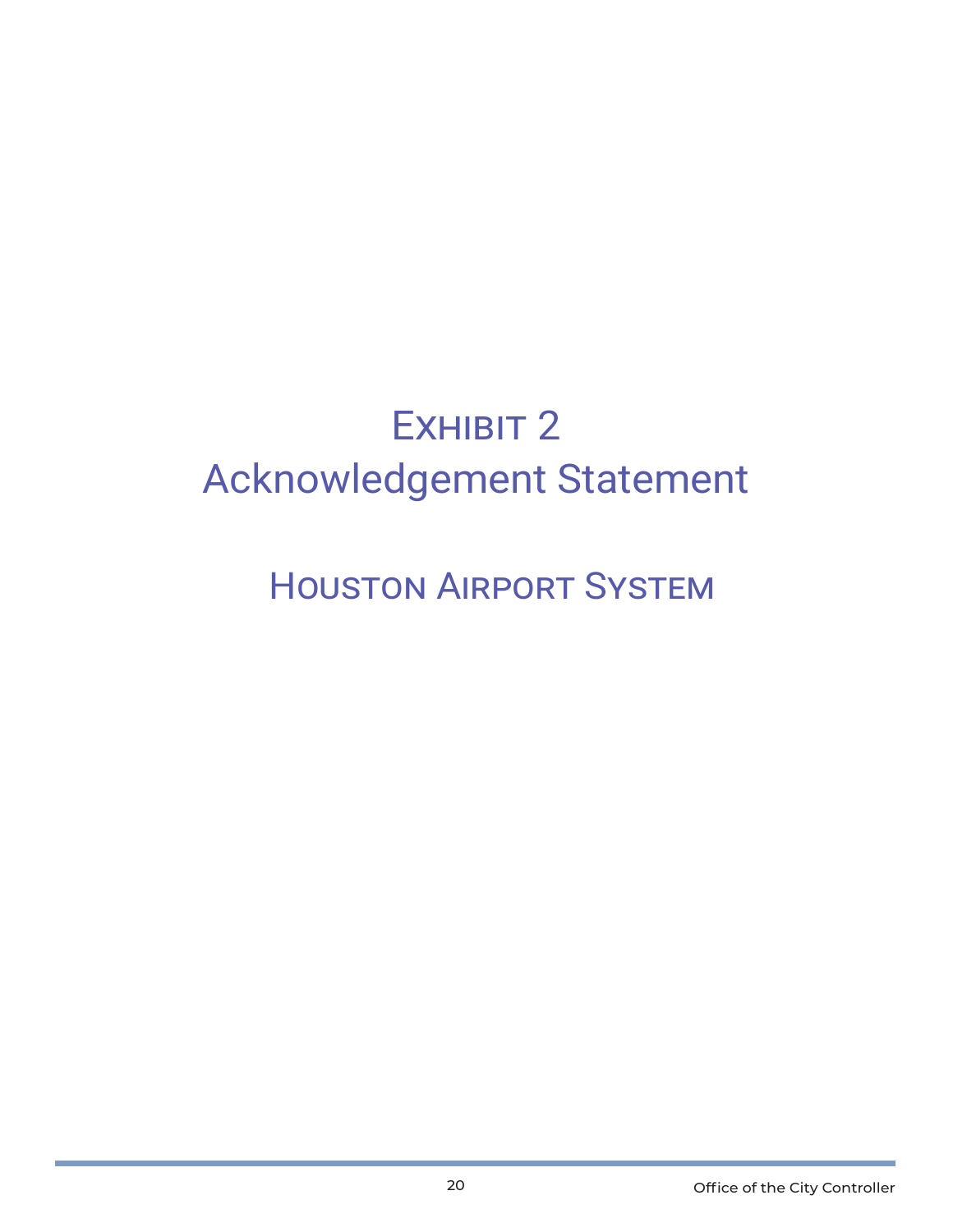# Exhibit 2
# Acknowledgement Statement

## Houston Airport System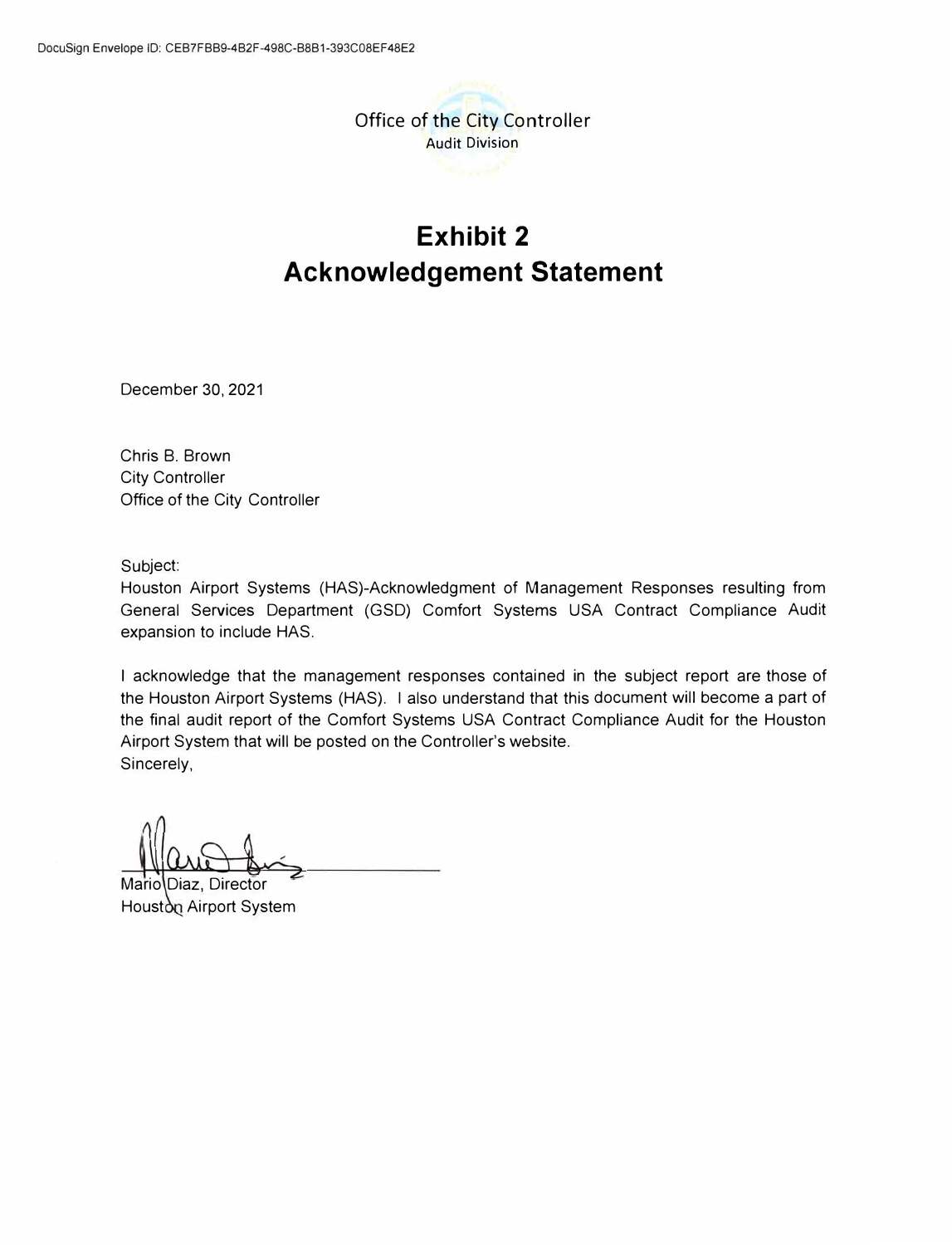DocuSign Envelope ID: CEB7FBB9-4B2F-498C-B8B1-393C08EF48E2

Office of the City Controller
Audit Division

# Exhibit 2
# Acknowledgement Statement

December 30, 2021

Chris B. Brown
City Controller
Office of the City Controller

Subject:
Houston Airport Systems (HAS)-Acknowledgment of Management Responses resulting from General Services Department (GSD) Comfort Systems USA Contract Compliance Audit expansion to include HAS.

I acknowledge that the management responses contained in the subject report are those of the Houston Airport Systems (HAS). I also understand that this document will become a part of the final audit report of the Comfort Systems USA Contract Compliance Audit for the Houston Airport System that will be posted on the Controller's website.
Sincerely,

Mario Diaz, Director
Houston Airport System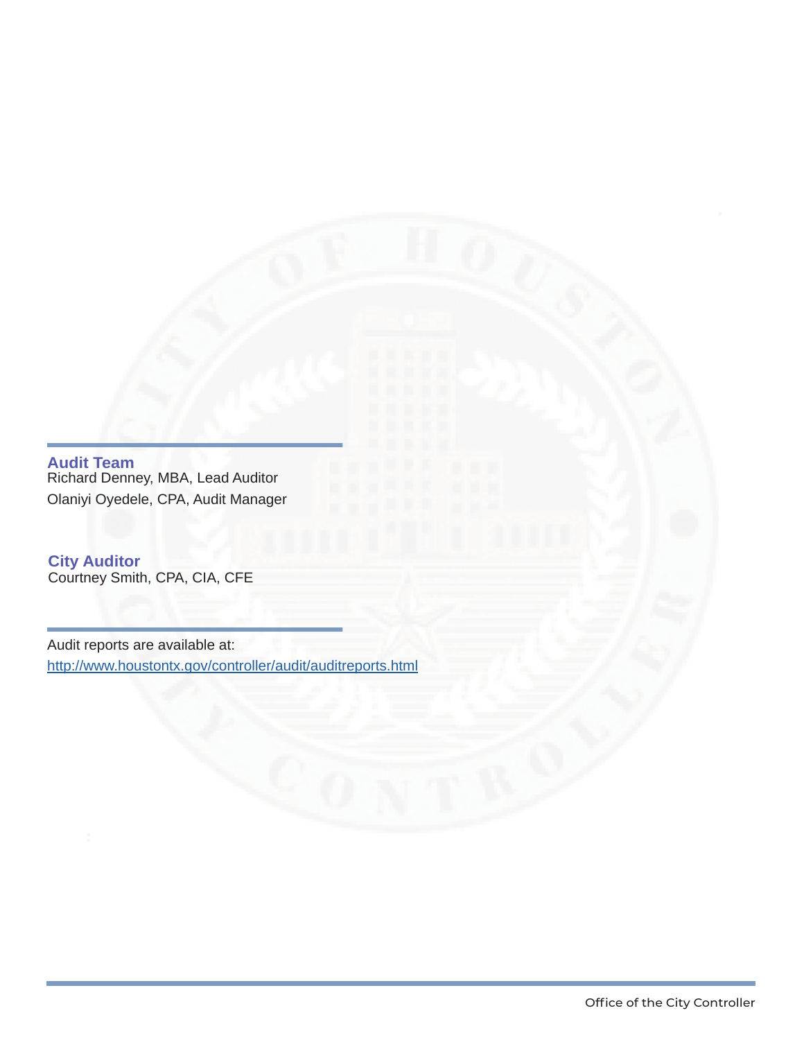## Audit Team

Richard Denney, MBA, Lead Auditor

Olaniyi Oyedele, CPA, Audit Manager

## City Auditor

Courtney Smith, CPA, CIA, CFE

Audit reports are available at:

http://www.houstontx.gov/controller/audit/auditreports.html